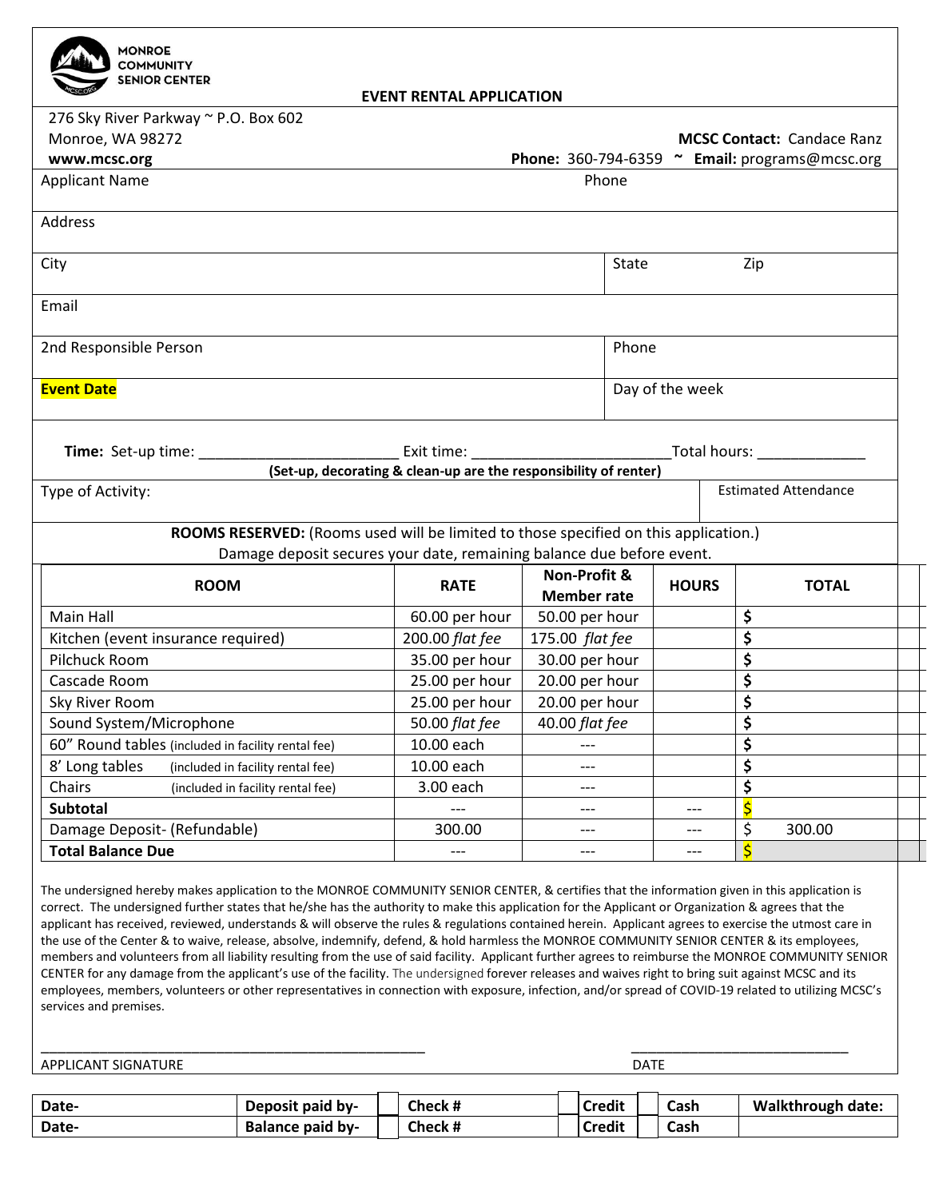MONROE COMMUNITY SENIOR CENTER

# EVENT RENTAL APPLICATION

276 Sky River Parkway ~ P.O. Box 602
Monroe, WA 98272
**www.mcsc.org**

**MCSC Contact:** Candace Ranz
**Phone:** 360-794-6359 ~ **Email:** programs@mcsc.org

| | |
|---|---|
| Applicant Name | Phone |
| Address | |
| City | State Zip |
| Email | |
| 2nd Responsible Person | Phone |
| **Event Date** | Day of the week |

**Time:** Set-up time: ________________________ Exit time: ________________________Total hours: _____________

**(Set-up, decorating & clean-up are the responsibility of renter)**

| | |
|---|---|
| Type of Activity: | Estimated Attendance |

**ROOMS RESERVED:** (Rooms used will be limited to those specified on this application.)
Damage deposit secures your date, remaining balance due before event.

| ROOM | RATE | Non-Profit & Member rate | HOURS | TOTAL |
|---|---|---|---|---|
| Main Hall | 60.00 per hour | 50.00 per hour | | $ |
| Kitchen (event insurance required) | 200.00 *flat fee* | 175.00 *flat fee* | | $ |
| Pilchuck Room | 35.00 per hour | 30.00 per hour | | $ |
| Cascade Room | 25.00 per hour | 20.00 per hour | | $ |
| Sky River Room | 25.00 per hour | 20.00 per hour | | $ |
| Sound System/Microphone | 50.00 *flat fee* | 40.00 *flat fee* | | $ |
| 60" Round tables (included in facility rental fee) | 10.00 each | --- | | $ |
| 8' Long tables (included in facility rental fee) | 10.00 each | --- | | $ |
| Chairs (included in facility rental fee) | 3.00 each | --- | | $ |
| **Subtotal** | --- | --- | --- | $ |
| Damage Deposit- (Refundable) | 300.00 | --- | --- | $ 300.00 |
| **Total Balance Due** | --- | --- | --- | $ |

The undersigned hereby makes application to the MONROE COMMUNITY SENIOR CENTER, & certifies that the information given in this application is correct. The undersigned further states that he/she has the authority to make this application for the Applicant or Organization & agrees that the applicant has received, reviewed, understands & will observe the rules & regulations contained herein. Applicant agrees to exercise the utmost care in the use of the Center & to waive, release, absolve, indemnify, defend, & hold harmless the MONROE COMMUNITY SENIOR CENTER & its employees, members and volunteers from all liability resulting from the use of said facility. Applicant further agrees to reimburse the MONROE COMMUNITY SENIOR CENTER for any damage from the applicant's use of the facility. The undersigned forever releases and waives right to bring suit against MCSC and its employees, members, volunteers or other representatives in connection with exposure, infection, and/or spread of COVID-19 related to utilizing MCSC's services and premises.

_____________________________________________________ _____________________________

APPLICANT SIGNATURE DATE

| | | | | | | | | |
|---|---|---|---|---|---|---|---|---|
| **Date-** | **Deposit paid by-** | | **Check #** | | **Credit** | | **Cash** | **Walkthrough date:** |
| **Date-** | **Balance paid by-** | | **Check #** | | **Credit** | | **Cash** | |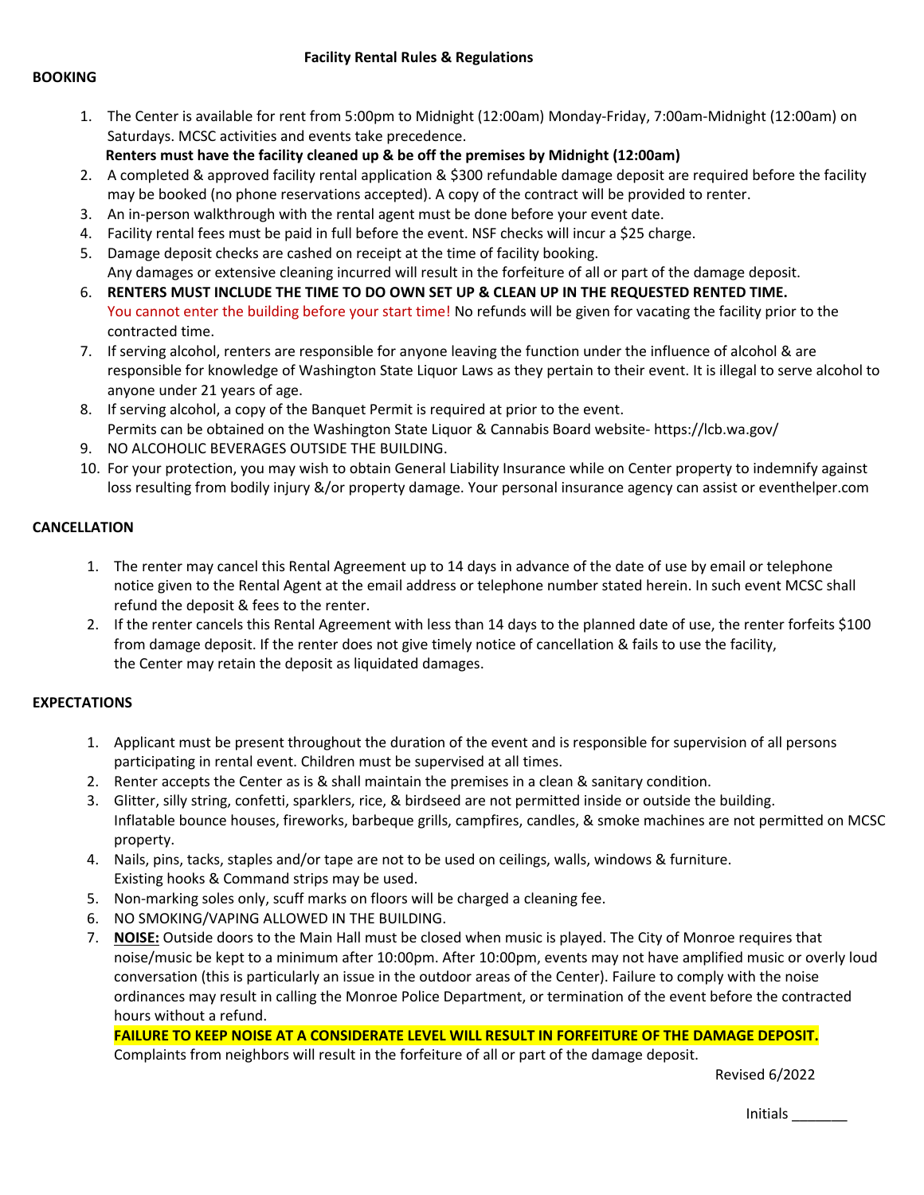# Facility Rental Rules & Regulations

## BOOKING

1. The Center is available for rent from 5:00pm to Midnight (12:00am) Monday-Friday, 7:00am-Midnight (12:00am) on Saturdays. MCSC activities and events take precedence.
   **Renters must have the facility cleaned up & be off the premises by Midnight (12:00am)**
2. A completed & approved facility rental application & $300 refundable damage deposit are required before the facility may be booked (no phone reservations accepted). A copy of the contract will be provided to renter.
3. An in-person walkthrough with the rental agent must be done before your event date.
4. Facility rental fees must be paid in full before the event. NSF checks will incur a $25 charge.
5. Damage deposit checks are cashed on receipt at the time of facility booking.
   Any damages or extensive cleaning incurred will result in the forfeiture of all or part of the damage deposit.
6. **RENTERS MUST INCLUDE THE TIME TO DO OWN SET UP & CLEAN UP IN THE REQUESTED RENTED TIME.** You cannot enter the building before your start time! No refunds will be given for vacating the facility prior to the contracted time.
7. If serving alcohol, renters are responsible for anyone leaving the function under the influence of alcohol & are responsible for knowledge of Washington State Liquor Laws as they pertain to their event. It is illegal to serve alcohol to anyone under 21 years of age.
8. If serving alcohol, a copy of the Banquet Permit is required at prior to the event.
   Permits can be obtained on the Washington State Liquor & Cannabis Board website- https://lcb.wa.gov/
9. NO ALCOHOLIC BEVERAGES OUTSIDE THE BUILDING.
10. For your protection, you may wish to obtain General Liability Insurance while on Center property to indemnify against loss resulting from bodily injury &/or property damage. Your personal insurance agency can assist or eventhelper.com

## CANCELLATION

1. The renter may cancel this Rental Agreement up to 14 days in advance of the date of use by email or telephone notice given to the Rental Agent at the email address or telephone number stated herein. In such event MCSC shall refund the deposit & fees to the renter.
2. If the renter cancels this Rental Agreement with less than 14 days to the planned date of use, the renter forfeits $100 from damage deposit. If the renter does not give timely notice of cancellation & fails to use the facility, the Center may retain the deposit as liquidated damages.

## EXPECTATIONS

1. Applicant must be present throughout the duration of the event and is responsible for supervision of all persons participating in rental event. Children must be supervised at all times.
2. Renter accepts the Center as is & shall maintain the premises in a clean & sanitary condition.
3. Glitter, silly string, confetti, sparklers, rice, & birdseed are not permitted inside or outside the building.
   Inflatable bounce houses, fireworks, barbeque grills, campfires, candles, & smoke machines are not permitted on MCSC property.
4. Nails, pins, tacks, staples and/or tape are not to be used on ceilings, walls, windows & furniture.
   Existing hooks & Command strips may be used.
5. Non-marking soles only, scuff marks on floors will be charged a cleaning fee.
6. NO SMOKING/VAPING ALLOWED IN THE BUILDING.
7. **NOISE:** Outside doors to the Main Hall must be closed when music is played. The City of Monroe requires that noise/music be kept to a minimum after 10:00pm. After 10:00pm, events may not have amplified music or overly loud conversation (this is particularly an issue in the outdoor areas of the Center). Failure to comply with the noise ordinances may result in calling the Monroe Police Department, or termination of the event before the contracted hours without a refund.
   **FAILURE TO KEEP NOISE AT A CONSIDERATE LEVEL WILL RESULT IN FORFEITURE OF THE DAMAGE DEPOSIT.**
   Complaints from neighbors will result in the forfeiture of all or part of the damage deposit.

Revised 6/2022

Initials _______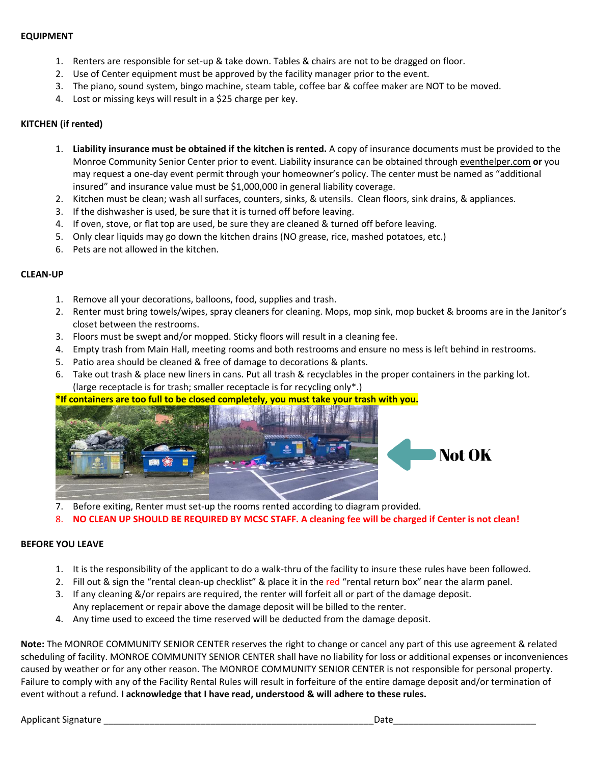**EQUIPMENT**

1. Renters are responsible for set-up & take down. Tables & chairs are not to be dragged on floor.
2. Use of Center equipment must be approved by the facility manager prior to the event.
3. The piano, sound system, bingo machine, steam table, coffee bar & coffee maker are NOT to be moved.
4. Lost or missing keys will result in a $25 charge per key.

**KITCHEN (if rented)**

1. **Liability insurance must be obtained if the kitchen is rented.** A copy of insurance documents must be provided to the Monroe Community Senior Center prior to event. Liability insurance can be obtained through eventhelper.com **or** you may request a one-day event permit through your homeowner's policy. The center must be named as "additional insured" and insurance value must be $1,000,000 in general liability coverage.
2. Kitchen must be clean; wash all surfaces, counters, sinks, & utensils. Clean floors, sink drains, & appliances.
3. If the dishwasher is used, be sure that it is turned off before leaving.
4. If oven, stove, or flat top are used, be sure they are cleaned & turned off before leaving.
5. Only clear liquids may go down the kitchen drains (NO grease, rice, mashed potatoes, etc.)
6. Pets are not allowed in the kitchen.

**CLEAN-UP**

1. Remove all your decorations, balloons, food, supplies and trash.
2. Renter must bring towels/wipes, spray cleaners for cleaning. Mops, mop sink, mop bucket & brooms are in the Janitor's closet between the restrooms.
3. Floors must be swept and/or mopped. Sticky floors will result in a cleaning fee.
4. Empty trash from Main Hall, meeting rooms and both restrooms and ensure no mess is left behind in restrooms.
5. Patio area should be cleaned & free of damage to decorations & plants.
6. Take out trash & place new liners in cans. Put all trash & recyclables in the proper containers in the parking lot. (large receptacle is for trash; smaller receptacle is for recycling only*.)

**\*If containers are too full to be closed completely, you must take your trash with you.**

Not OK

7. Before exiting, Renter must set-up the rooms rented according to diagram provided.
8. **NO CLEAN UP SHOULD BE REQUIRED BY MCSC STAFF. A cleaning fee will be charged if Center is not clean!**

**BEFORE YOU LEAVE**

1. It is the responsibility of the applicant to do a walk-thru of the facility to insure these rules have been followed.
2. Fill out & sign the "rental clean-up checklist" & place it in the red "rental return box" near the alarm panel.
3. If any cleaning &/or repairs are required, the renter will forfeit all or part of the damage deposit. Any replacement or repair above the damage deposit will be billed to the renter.
4. Any time used to exceed the time reserved will be deducted from the damage deposit.

**Note:** The MONROE COMMUNITY SENIOR CENTER reserves the right to change or cancel any part of this use agreement & related scheduling of facility. MONROE COMMUNITY SENIOR CENTER shall have no liability for loss or additional expenses or inconveniences caused by weather or for any other reason. The MONROE COMMUNITY SENIOR CENTER is not responsible for personal property. Failure to comply with any of the Facility Rental Rules will result in forfeiture of the entire damage deposit and/or termination of event without a refund. **I acknowledge that I have read, understood & will adhere to these rules.**

Applicant Signature ______________________________________________ Date__________________________